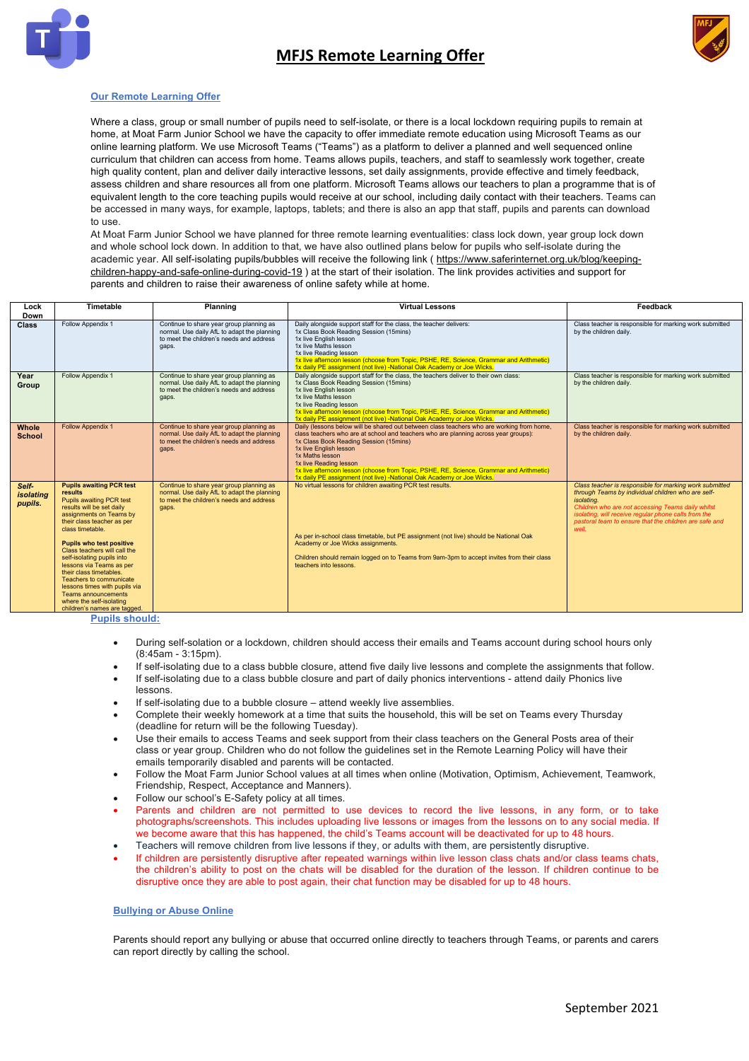# MFJS Remote Learning Offer

## Our Remote Learning Offer

Where a class, group or small number of pupils need to self-isolate, or there is a local lockdown requiring pupils to remain at home, at Moat Farm Junior School we have the capacity to offer immediate remote education using Microsoft Teams as our online learning platform. We use Microsoft Teams ("Teams") as a platform to deliver a planned and well sequenced online curriculum that children can access from home. Teams allows pupils, teachers, and staff to seamlessly work together, create high quality content, plan and deliver daily interactive lessons, set daily assignments, provide effective and timely feedback, assess children and share resources all from one platform. Microsoft Teams allows our teachers to plan a programme that is of equivalent length to the core teaching pupils would receive at our school, including daily contact with their teachers. Teams can be accessed in many ways, for example, laptops, tablets; and there is also an app that staff, pupils and parents can download to use.

At Moat Farm Junior School we have planned for three remote learning eventualities: class lock down, year group lock down and whole school lock down. In addition to that, we have also outlined plans below for pupils who self-isolate during the academic year. All self-isolating pupils/bubbles will receive the following link ( https://www.saferinternet.org.uk/blog/keeping-children-happy-and-safe-online-during-covid-19 ) at the start of their isolation. The link provides activities and support for parents and children to raise their awareness of online safety while at home.

| Lock Down | Timetable | Planning | Virtual Lessons | Feedback |
|---|---|---|---|---|
| **Class** | Follow Appendix 1 | Continue to share year group planning as normal. Use daily AfL to adapt the planning to meet the children's needs and address gaps. | Daily alongside support staff for the class, the teacher delivers:<br>1x Class Book Reading Session (15mins)<br>1x live English lesson<br>1x live Maths lesson<br>1x live Reading lesson<br>1x live afternoon lesson (choose from Topic, PSHE, RE, Science, Grammar and Arithmetic)<br>1x daily PE assignment (not live) -National Oak Academy or Joe Wicks. | Class teacher is responsible for marking work submitted by the children daily. |
| **Year Group** | Follow Appendix 1 | Continue to share year group planning as normal. Use daily AfL to adapt the planning to meet the children's needs and address gaps. | Daily alongside support staff for the class, the teachers deliver to their own class:<br>1x Class Book Reading Session (15mins)<br>1x live English lesson<br>1x live Maths lesson<br>1x live Reading lesson<br>1x live afternoon lesson (choose from Topic, PSHE, RE, Science, Grammar and Arithmetic)<br>1x daily PE assignment (not live) -National Oak Academy or Joe Wicks. | Class teacher is responsible for marking work submitted by the children daily. |
| **Whole School** | Follow Appendix 1 | Continue to share year group planning as normal. Use daily AfL to adapt the planning to meet the children's needs and address gaps. | Daily (lessons below will be shared out between class teachers who are working from home, class teachers who are at school and teachers who are planning across year groups):<br>1x Class Book Reading Session (15mins)<br>1x live English lesson<br>1x Maths lesson<br>1x live Reading lesson<br>1x live afternoon lesson (choose from Topic, PSHE, RE, Science, Grammar and Arithmetic)<br>1x daily PE assignment (not live) -National Oak Academy or Joe Wicks. | Class teacher is responsible for marking work submitted by the children daily. |
| ***Self-isolating pupils.*** | **Pupils awaiting PCR test results**<br>Pupils awaiting PCR test results will be set daily assignments on Teams by their class teacher as per their class timetable.<br><br>**Pupils who test positive**<br>Class teachers will call the self-isolating pupils into lessons via Teams as per their class timetables.<br>Teachers to communicate lessons times with pupils via Teams announcements where the self-isolating children's names are tagged. | Continue to share year group planning as normal. Use daily AfL to adapt the planning to meet the children's needs and address gaps. | No virtual lessons for children awaiting PCR test results.<br><br>As per in-school class timetable, but PE assignment (not live) should be National Oak Academy or Joe Wicks assignments.<br><br>Children should remain logged on to Teams from 9am-3pm to accept invites from their class teachers into lessons. | *Class teacher is responsible for marking work submitted through Teams by individual children who are self-isolating.*<br>*Children who are not accessing Teams daily whilst isolating, will receive regular phone calls from the pastoral team to ensure that the children are safe and well.* |

## Pupils should:

- During self-solation or a lockdown, children should access their emails and Teams account during school hours only (8:45am - 3:15pm).
- If self-isolating due to a class bubble closure, attend five daily live lessons and complete the assignments that follow.
- If self-isolating due to a class bubble closure and part of daily phonics interventions - attend daily Phonics live lessons.
- If self-isolating due to a bubble closure – attend weekly live assemblies.
- Complete their weekly homework at a time that suits the household, this will be set on Teams every Thursday (deadline for return will be the following Tuesday).
- Use their emails to access Teams and seek support from their class teachers on the General Posts area of their class or year group. Children who do not follow the guidelines set in the Remote Learning Policy will have their emails temporarily disabled and parents will be contacted.
- Follow the Moat Farm Junior School values at all times when online (Motivation, Optimism, Achievement, Teamwork, Friendship, Respect, Acceptance and Manners).
- Follow our school's E-Safety policy at all times.
- Parents and children are not permitted to use devices to record the live lessons, in any form, or to take photographs/screenshots. This includes uploading live lessons or images from the lessons on to any social media. If we become aware that this has happened, the child's Teams account will be deactivated for up to 48 hours.
- Teachers will remove children from live lessons if they, or adults with them, are persistently disruptive.
- If children are persistently disruptive after repeated warnings within live lesson class chats and/or class teams chats, the children's ability to post on the chats will be disabled for the duration of the lesson. If children continue to be disruptive once they are able to post again, their chat function may be disabled for up to 48 hours.

## Bullying or Abuse Online

Parents should report any bullying or abuse that occurred online directly to teachers through Teams, or parents and carers can report directly by calling the school.

September 2021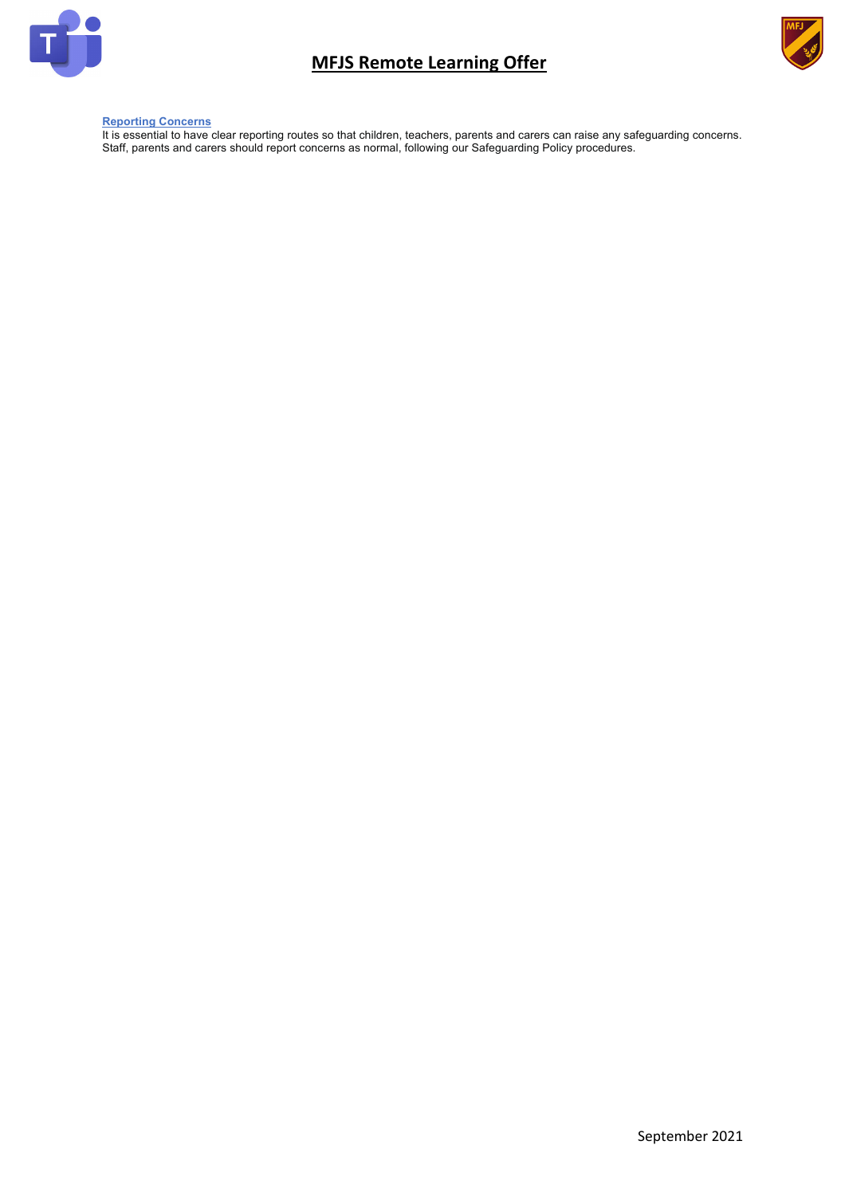### Reporting Concerns

It is essential to have clear reporting routes so that children, teachers, parents and carers can raise any safeguarding concerns. Staff, parents and carers should report concerns as normal, following our Safeguarding Policy procedures.